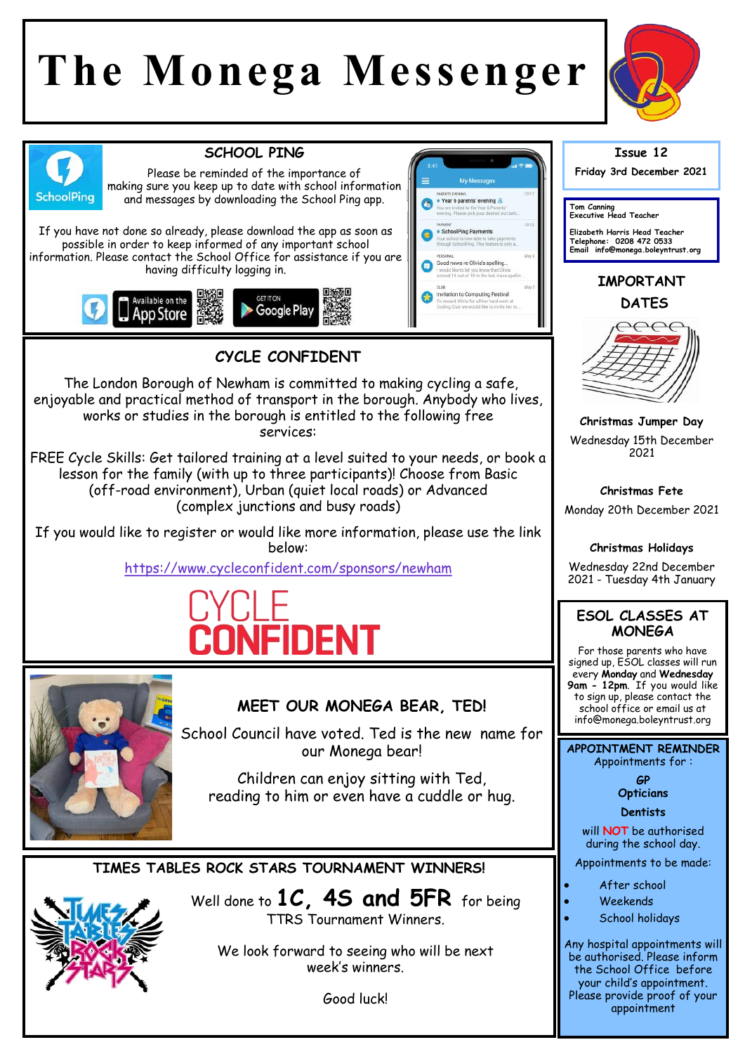# The Monega Messenger

**Issue 12**

**Friday 3rd December 2021**

Tom Canning
Executive Head Teacher

Elizabeth Harris Head Teacher
Telephone: 0208 472 0533
Email info@monega.boleyntrust.org

## SCHOOL PING

Please be reminded of the importance of making sure you keep up to date with school information and messages by downloading the School Ping app.

If you have not done so already, please download the app as soon as possible in order to keep informed of any important school information. Please contact the School Office for assistance if you are having difficulty logging in.

## CYCLE CONFIDENT

The London Borough of Newham is committed to making cycling a safe, enjoyable and practical method of transport in the borough. Anybody who lives, works or studies in the borough is entitled to the following free services:

FREE Cycle Skills: Get tailored training at a level suited to your needs, or book a lesson for the family (with up to three participants)! Choose from Basic (off-road environment), Urban (quiet local roads) or Advanced (complex junctions and busy roads)

If you would like to register or would like more information, please use the link below:

https://www.cycleconfident.com/sponsors/newham

## MEET OUR MONEGA BEAR, TED!

School Council have voted. Ted is the new name for our Monega bear!

Children can enjoy sitting with Ted, reading to him or even have a cuddle or hug.

## TIMES TABLES ROCK STARS TOURNAMENT WINNERS!

Well done to **1C, 4S and 5FR** for being TTRS Tournament Winners.

We look forward to seeing who will be next week's winners.

Good luck!

## IMPORTANT DATES

**Christmas Jumper Day**
Wednesday 15th December 2021

**Christmas Fete**
Monday 20th December 2021

**Christmas Holidays**
Wednesday 22nd December 2021 - Tuesday 4th January

## ESOL CLASSES AT MONEGA

For those parents who have signed up, ESOL classes will run every **Monday** and **Wednesday 9am - 12pm**. If you would like to sign up, please contact the school office or email us at info@monega.boleyntrust.org

## APPOINTMENT REMINDER

Appointments for :

**GP**
**Opticians**
**Dentists**

will **NOT** be authorised during the school day.

Appointments to be made:

- After school
- Weekends
- School holidays

Any hospital appointments will be authorised. Please inform the School Office before your child's appointment. Please provide proof of your appointment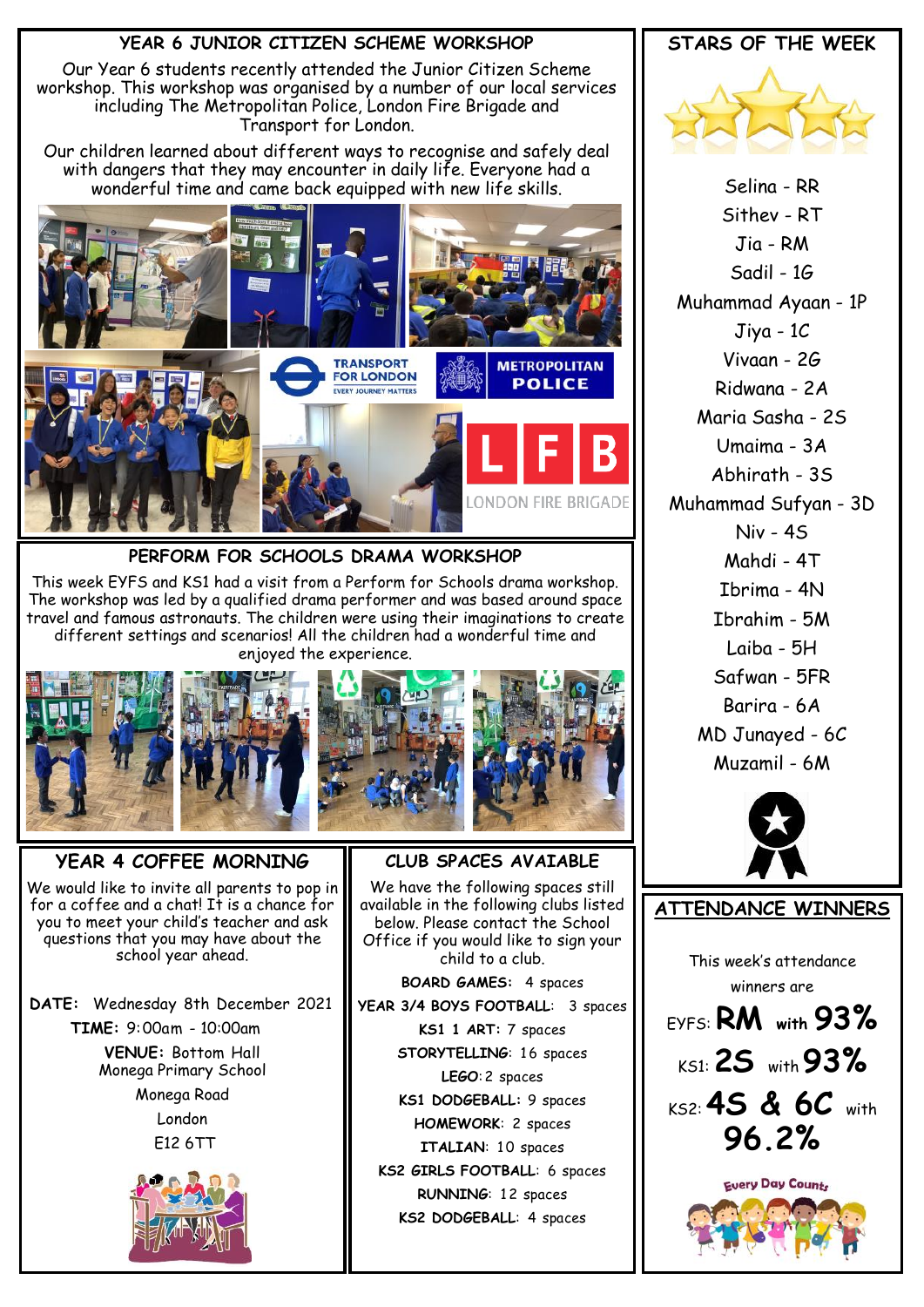## YEAR 6 JUNIOR CITIZEN SCHEME WORKSHOP

Our Year 6 students recently attended the Junior Citizen Scheme workshop. This workshop was organised by a number of our local services including The Metropolitan Police, London Fire Brigade and Transport for London.

Our children learned about different ways to recognise and safely deal with dangers that they may encounter in daily life. Everyone had a wonderful time and came back equipped with new life skills.

## PERFORM FOR SCHOOLS DRAMA WORKSHOP

This week EYFS and KS1 had a visit from a Perform for Schools drama workshop. The workshop was led by a qualified drama performer and was based around space travel and famous astronauts. The children were using their imaginations to create different settings and scenarios! All the children had a wonderful time and enjoyed the experience.

## YEAR 4 COFFEE MORNING

We would like to invite all parents to pop in for a coffee and a chat! It is a chance for you to meet your child's teacher and ask questions that you may have about the school year ahead.

**DATE:** Wednesday 8th December 2021
**TIME:** 9:00am - 10:00am
**VENUE:** Bottom Hall
Monega Primary School
Monega Road
London
E12 6TT

## CLUB SPACES AVAIABLE

We have the following spaces still available in the following clubs listed below. Please contact the School Office if you would like to sign your child to a club.

**BOARD GAMES:** 4 spaces
**YEAR 3/4 BOYS FOOTBALL:** 3 spaces
**KS1 1 ART:** 7 spaces
**STORYTELLING:** 16 spaces
**LEGO:** 2 spaces
**KS1 DODGEBALL:** 9 spaces
**HOMEWORK:** 2 spaces
**ITALIAN:** 10 spaces
**KS2 GIRLS FOOTBALL:** 6 spaces
**RUNNING:** 12 spaces
**KS2 DODGEBALL:** 4 spaces

## STARS OF THE WEEK

Selina - RR
Sithev - RT
Jia - RM
Sadil - 1G
Muhammad Ayaan - 1P
Jiya - 1C
Vivaan - 2G
Ridwana - 2A
Maria Sasha - 2S
Umaima - 3A
Abhirath - 3S
Muhammad Sufyan - 3D
Niv - 4S
Mahdi - 4T
Ibrima - 4N
Ibrahim - 5M
Laiba - 5H
Safwan - 5FR
Barira - 6A
MD Junayed - 6C
Muzamil - 6M

## ATTENDANCE WINNERS

This week's attendance winners are

EYFS: **RM** with **93%**
KS1: **2S** with **93%**
KS2: **4S & 6C** with **96.2%**

Every Day Counts